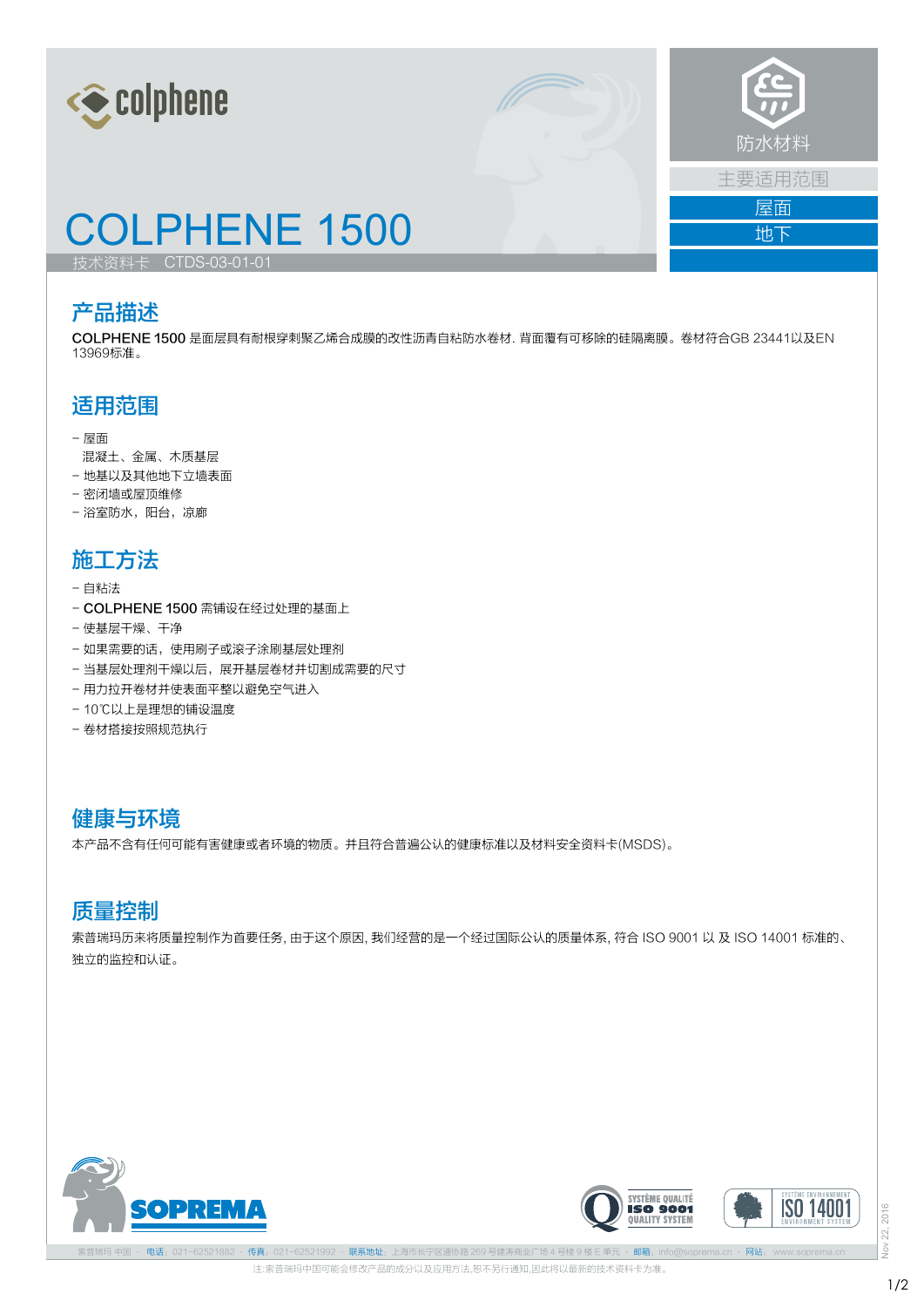colphene

防水材料

主要适用范围

屋面

地下

# COLPHENE 1500

技术资料卡　CTDS-03-01-01

## 产品描述

COLPHENE 1500 是面层具有耐根穿刺聚乙烯合成膜的改性沥青自粘防水卷材. 背面覆有可移除的硅隔离膜。卷材符合GB 23441以及EN 13969标准。

## 适用范围

- 屋面
  混凝土、金属、木质基层
- 地基以及其他地下立墙表面
- 密闭墙或屋顶维修
- 浴室防水，阳台，凉廊

## 施工方法

- 自粘法
- COLPHENE 1500 需铺设在经过处理的基面上
- 使基层干燥、干净
- 如果需要的话，使用刷子或滚子涂刷基层处理剂
- 当基层处理剂干燥以后，展开基层卷材并切割成需要的尺寸
- 用力拉开卷材并使表面平整以避免空气进入
- 10℃以上是理想的铺设温度
- 卷材搭接按照规范执行

## 健康与环境

本产品不含有任何可能有害健康或者环境的物质。并且符合普遍公认的健康标准以及材料安全资料卡(MSDS)。

## 质量控制

索普瑞玛历来将质量控制作为首要任务, 由于这个原因, 我们经营的是一个经过国际公认的质量体系, 符合 ISO 9001 以 及 ISO 14001 标准的、独立的监控和认证。

SOPREMA

SYSTÈME QUALITÉ ISO 9001 QUALITY SYSTEM

SYSTÈME ENVIRONNEMENT ISO 14001 ENVIRONMENT SYSTEM

索普瑞玛 中国 · 电话：021-62521882 · 传真：021-62521992 · 联系地址：上海市长宁区通协路 269 号建滔商业广场 4 号楼 9 楼 E 单元 · 邮箱：info@soprema.cn · 网站：www.soprema.cn

注:索普瑞玛中国可能会修改产品的成分以及应用方法,恕不另行通知,因此将以最新的技术资料卡为准。

Nov 22, 2016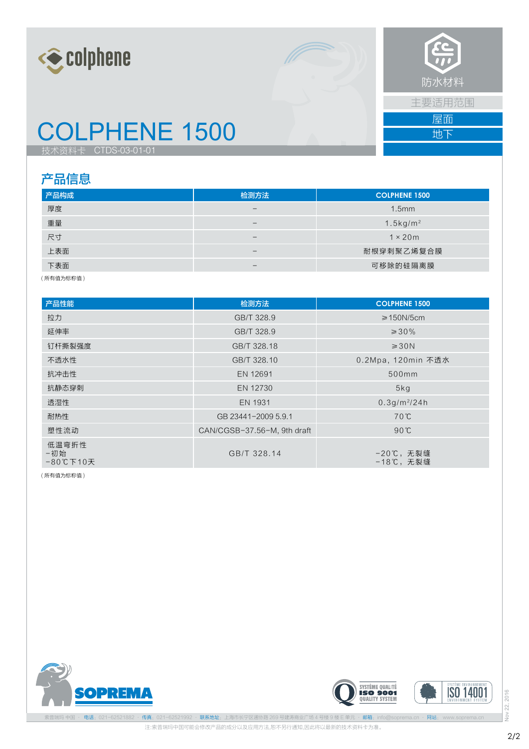colphene

# COLPHENE 1500

技术资料卡　CTDS-03-01-01

防水材料

主要适用范围

屋面

地下

## 产品信息

| 产品构成 | 检测方法 | COLPHENE 1500 |
|---|---|---|
| 厚度 | – | 1.5mm |
| 重量 | – | 1.5kg/m² |
| 尺寸 | – | 1 × 20m |
| 上表面 | – | 耐根穿刺聚乙烯复合膜 |
| 下表面 | – | 可移除的硅隔离膜 |

（所有值为标称值）

| 产品性能 | 检测方法 | COLPHENE 1500 |
|---|---|---|
| 拉力 | GB/T 328.9 | ≥150N/5cm |
| 延伸率 | GB/T 328.9 | ≥30% |
| 钉杆撕裂强度 | GB/T 328.18 | ≥30N |
| 不透水性 | GB/T 328.10 | 0.2Mpa，120min 不透水 |
| 抗冲击性 | EN 12691 | 500mm |
| 抗静态穿刺 | EN 12730 | 5kg |
| 透湿性 | EN 1931 | 0.3g/m²/24h |
| 耐热性 | GB 23441-2009 5.9.1 | 70℃ |
| 塑性流动 | CAN/CGSB-37.56-M, 9th draft | 90℃ |
| 低温弯折性<br>-初始<br>-80℃下10天 | GB/T 328.14 | -20℃，无裂缝<br>-18℃，无裂缝 |

（所有值为标称值）

SOPREMA

索普瑞玛 中国 · 电话：021-62521882 · 传真：021-62521992 · 联系地址：上海市长宁区通协路 269 号建滔商业广场 4 号楼 9 楼 E 单元 · 邮箱：info@soprema.cn · 网站：www.soprema.cn

注：索普瑞玛中国可能会修改产品的成分以及应用方法，恕不另行通知，因此将以最新的技术资料卡为准。

Nov 22, 2016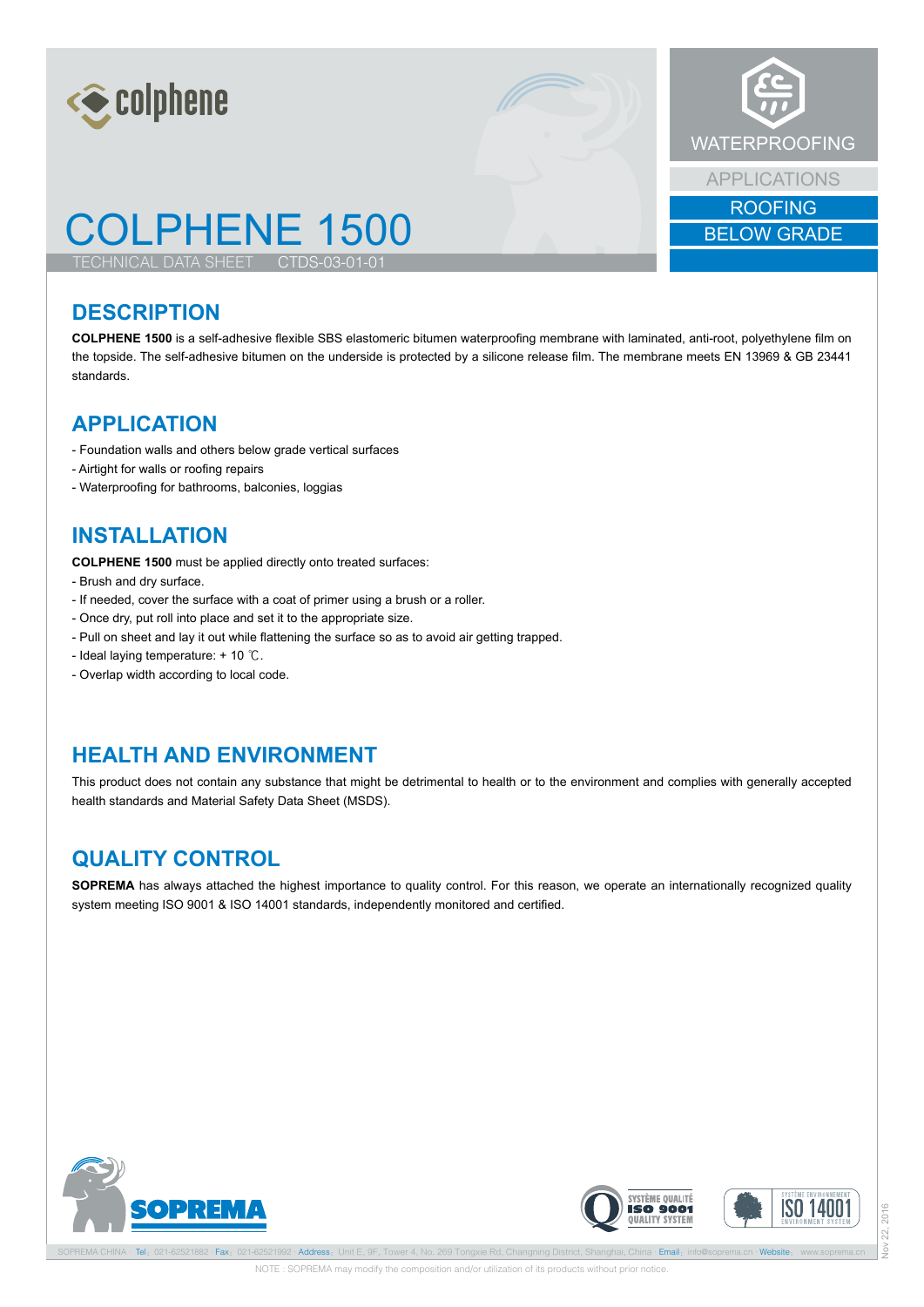# COLPHENE 1500

TECHNICAL DATA SHEET CTDS-03-01-01

WATERPROOFING

APPLICATIONS

ROOFING

BELOW GRADE

## DESCRIPTION

**COLPHENE 1500** is a self-adhesive flexible SBS elastomeric bitumen waterproofing membrane with laminated, anti-root, polyethylene film on the topside. The self-adhesive bitumen on the underside is protected by a silicone release film. The membrane meets EN 13969 & GB 23441 standards.

## APPLICATION

- Foundation walls and others below grade vertical surfaces
- Airtight for walls or roofing repairs
- Waterproofing for bathrooms, balconies, loggias

## INSTALLATION

**COLPHENE 1500** must be applied directly onto treated surfaces:

- Brush and dry surface.
- If needed, cover the surface with a coat of primer using a brush or a roller.
- Once dry, put roll into place and set it to the appropriate size.
- Pull on sheet and lay it out while flattening the surface so as to avoid air getting trapped.
- Ideal laying temperature: + 10 ℃.
- Overlap width according to local code.

## HEALTH AND ENVIRONMENT

This product does not contain any substance that might be detrimental to health or to the environment and complies with generally accepted health standards and Material Safety Data Sheet (MSDS).

## QUALITY CONTROL

**SOPREMA** has always attached the highest importance to quality control. For this reason, we operate an internationally recognized quality system meeting ISO 9001 & ISO 14001 standards, independently monitored and certified.

SOPREMA CHINA · Tel：021-62521882 · Fax：021-62521992 · Address：Unit E, 9F, Tower 4, No. 269 Tongxie Rd, Changning District, Shanghai, China · Email：info@soprema.cn · Website：www.soprema.cn

NOTE : SOPREMA may modify the composition and/or utilization of its products without prior notice.

Nov 22, 2016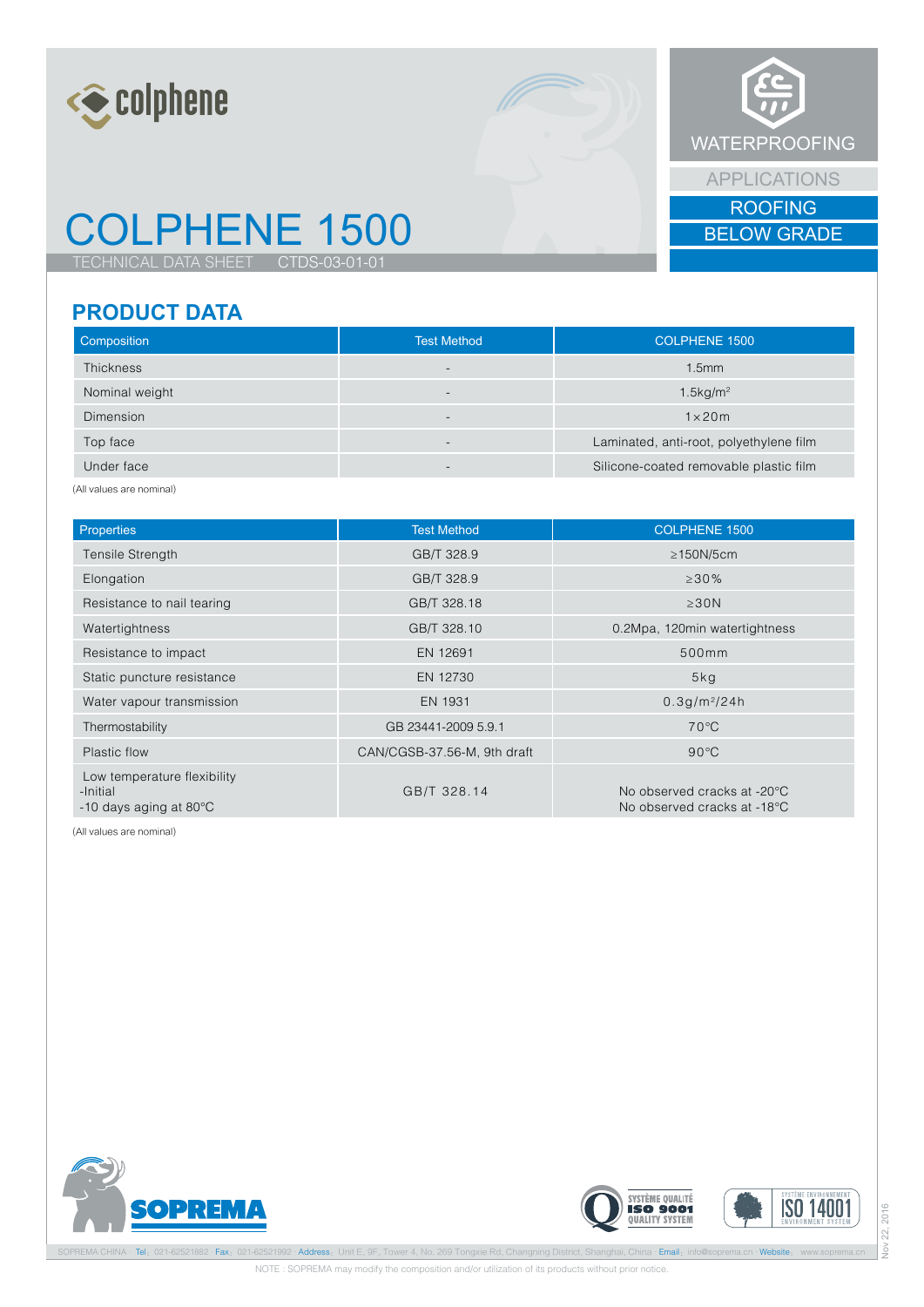colphene

WATERPROOFING

APPLICATIONS

ROOFING

BELOW GRADE

# COLPHENE 1500

TECHNICAL DATA SHEET CTDS-03-01-01

## PRODUCT DATA

| Composition | Test Method | COLPHENE 1500 |
|---|---|---|
| Thickness | - | 1.5mm |
| Nominal weight | - | 1.5kg/m² |
| Dimension | - | 1×20m |
| Top face | - | Laminated, anti-root, polyethylene film |
| Under face | - | Silicone-coated removable plastic film |

(All values are nominal)

| Properties | Test Method | COLPHENE 1500 |
|---|---|---|
| Tensile Strength | GB/T 328.9 | ≥150N/5cm |
| Elongation | GB/T 328.9 | ≥30% |
| Resistance to nail tearing | GB/T 328.18 | ≥30N |
| Watertightness | GB/T 328.10 | 0.2Mpa, 120min watertightness |
| Resistance to impact | EN 12691 | 500mm |
| Static puncture resistance | EN 12730 | 5kg |
| Water vapour transmission | EN 1931 | 0.3g/m²/24h |
| Thermostability | GB 23441-2009 5.9.1 | 70°C |
| Plastic flow | CAN/CGSB-37.56-M, 9th draft | 90°C |
| Low temperature flexibility<br>-Initial<br>-10 days aging at 80°C | GB/T 328.14 | No observed cracks at -20°C<br>No observed cracks at -18°C |

(All values are nominal)

SOPREMA CHINA · Tel: 021-62521882 · Fax: 021-62521992 · Address: Unit E, 9F, Tower 4, No. 269 Tongxie Rd, Changning District, Shanghai, China · Email: info@soprema.cn · Website: www.soprema.cn

NOTE : SOPREMA may modify the composition and/or utilization of its products without prior notice.

Nov 22, 2016